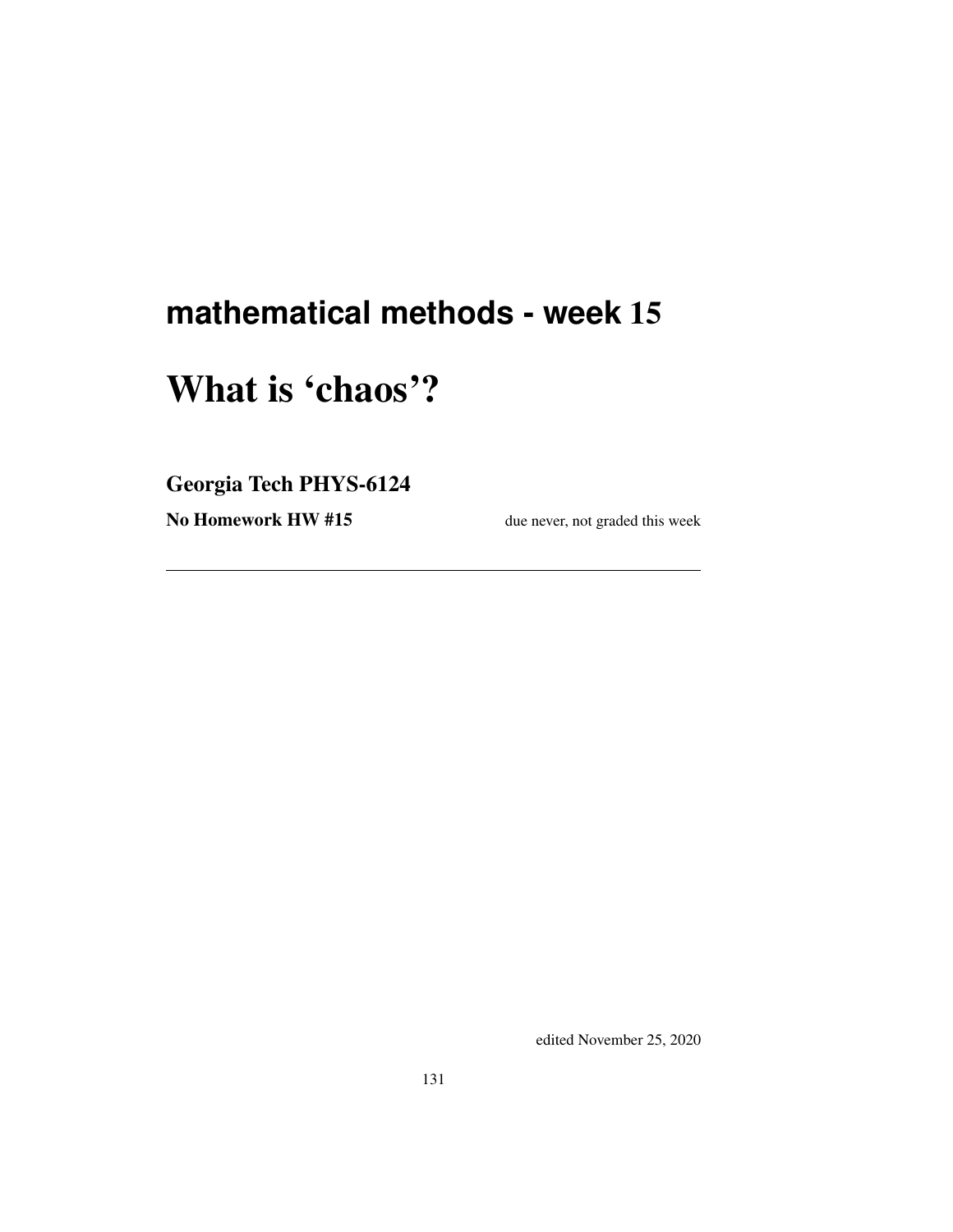## mathematical methods - week 15

# What is 'chaos'?

### Georgia Tech PHYS-6124

**No Homework HW #15** due never, not graded this week

---

edited November 25, 2020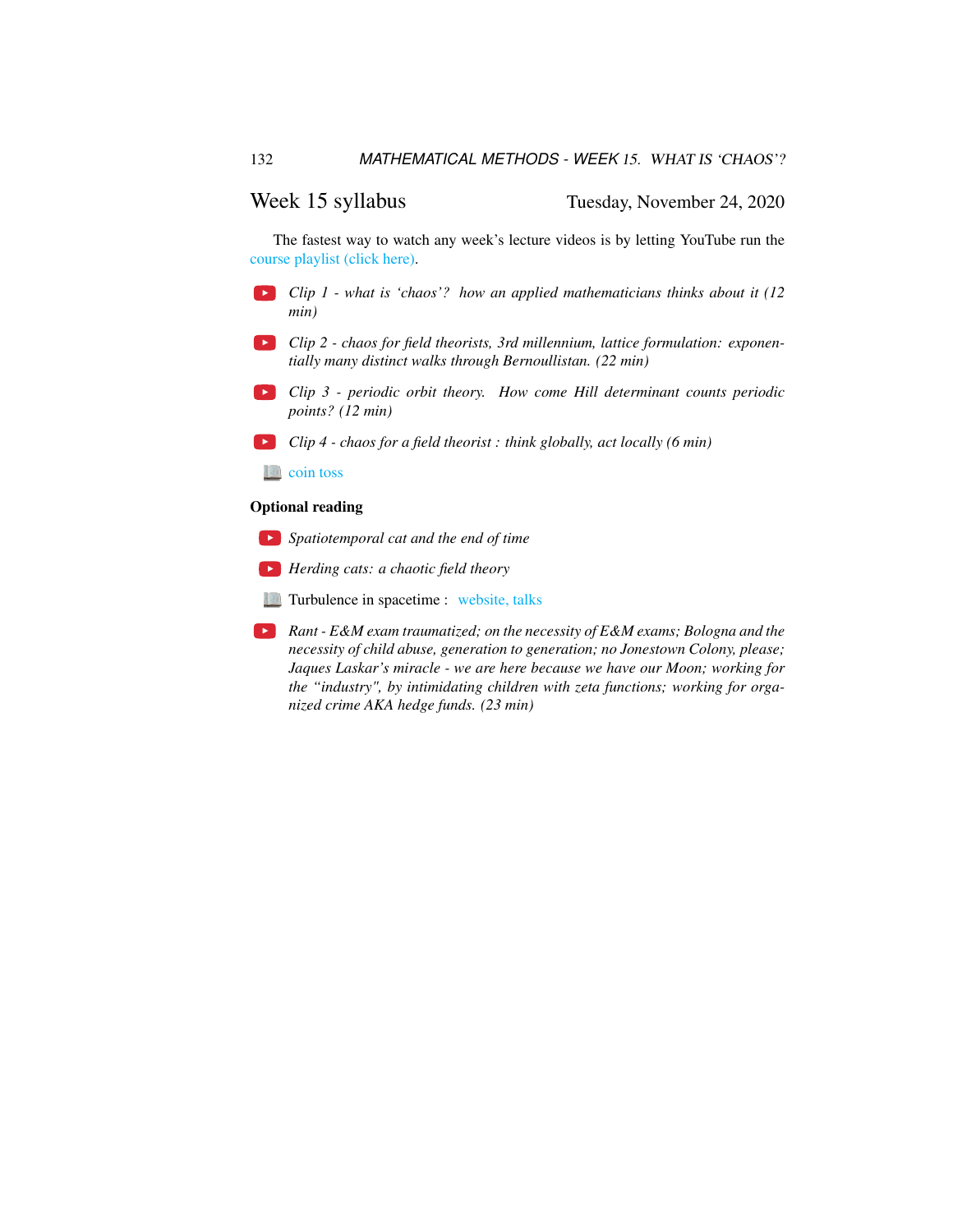## Week 15 syllabus

Tuesday, November 24, 2020

The fastest way to watch any week's lecture videos is by letting YouTube run the course playlist (click here).

- *Clip 1 - what is 'chaos'? how an applied mathematicians thinks about it (12 min)*
- *Clip 2 - chaos for field theorists, 3rd millennium, lattice formulation: exponentially many distinct walks through Bernoullistan. (22 min)*
- *Clip 3 - periodic orbit theory. How come Hill determinant counts periodic points? (12 min)*
- *Clip 4 - chaos for a field theorist : think globally, act locally (6 min)*
- coin toss

**Optional reading**

- *Spatiotemporal cat and the end of time*
- *Herding cats: a chaotic field theory*
- Turbulence in spacetime : website, talks
- *Rant - E&M exam traumatized; on the necessity of E&M exams; Bologna and the necessity of child abuse, generation to generation; no Jonestown Colony, please; Jaques Laskar's miracle - we are here because we have our Moon; working for the "industry", by intimidating children with zeta functions; working for organized crime AKA hedge funds. (23 min)*